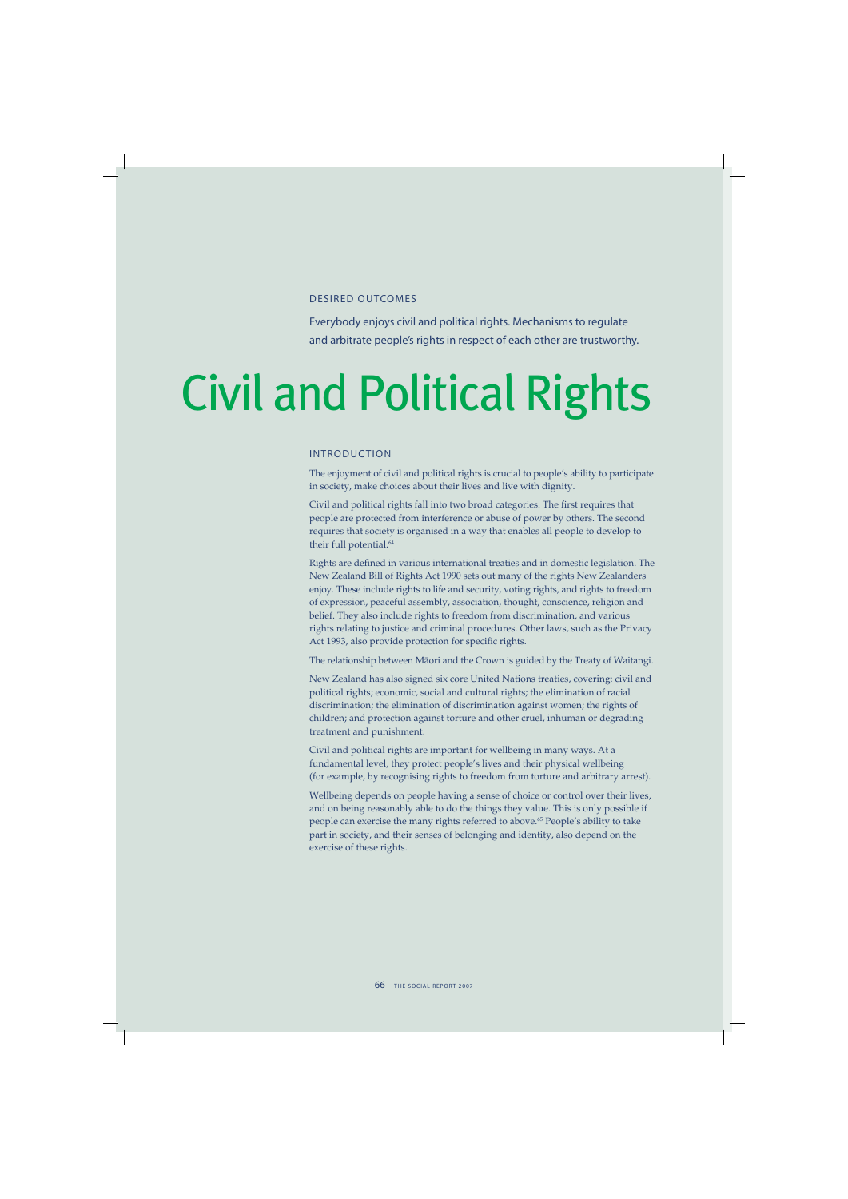DESIRED OUTCOMES

Everybody enjoys civil and political rights. Mechanisms to regulate and arbitrate people's rights in respect of each other are trustworthy.

# Civil and Political Rights

## INTRODUCTION

The enjoyment of civil and political rights is crucial to people's ability to participate in society, make choices about their lives and live with dignity.

Civil and political rights fall into two broad categories. The first requires that people are protected from interference or abuse of power by others. The second requires that society is organised in a way that enables all people to develop to their full potential.[64]

Rights are defined in various international treaties and in domestic legislation. The New Zealand Bill of Rights Act 1990 sets out many of the rights New Zealanders enjoy. These include rights to life and security, voting rights, and rights to freedom of expression, peaceful assembly, association, thought, conscience, religion and belief. They also include rights to freedom from discrimination, and various rights relating to justice and criminal procedures. Other laws, such as the Privacy Act 1993, also provide protection for specific rights.

The relationship between Māori and the Crown is guided by the Treaty of Waitangi.

New Zealand has also signed six core United Nations treaties, covering: civil and political rights; economic, social and cultural rights; the elimination of racial discrimination; the elimination of discrimination against women; the rights of children; and protection against torture and other cruel, inhuman or degrading treatment and punishment.

Civil and political rights are important for wellbeing in many ways. At a fundamental level, they protect people's lives and their physical wellbeing (for example, by recognising rights to freedom from torture and arbitrary arrest).

Wellbeing depends on people having a sense of choice or control over their lives, and on being reasonably able to do the things they value. This is only possible if people can exercise the many rights referred to above.[65] People's ability to take part in society, and their senses of belonging and identity, also depend on the exercise of these rights.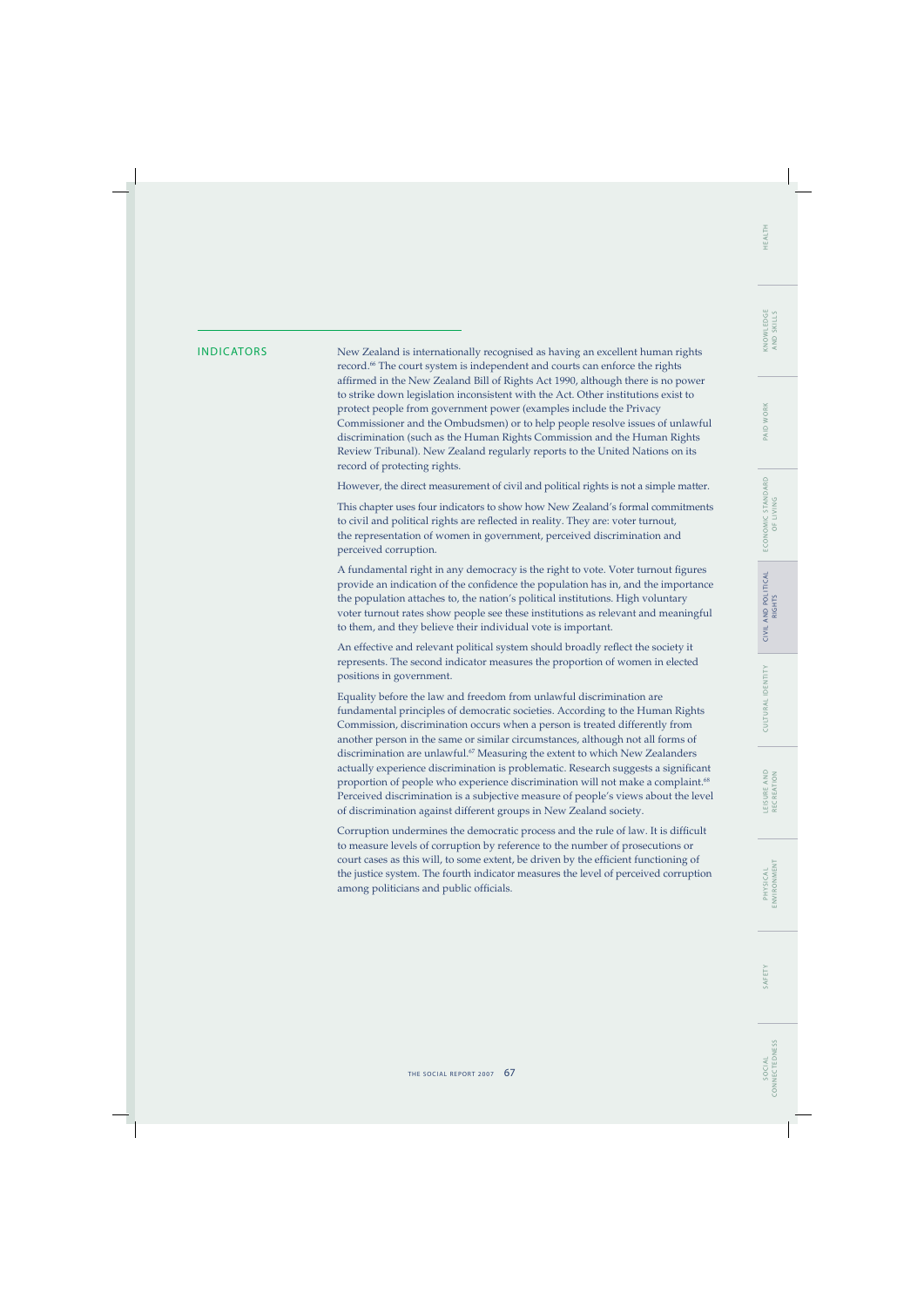## INDICATORS

New Zealand is internationally recognised as having an excellent human rights record.[66] The court system is independent and courts can enforce the rights affirmed in the New Zealand Bill of Rights Act 1990, although there is no power to strike down legislation inconsistent with the Act. Other institutions exist to protect people from government power (examples include the Privacy Commissioner and the Ombudsmen) or to help people resolve issues of unlawful discrimination (such as the Human Rights Commission and the Human Rights Review Tribunal). New Zealand regularly reports to the United Nations on its record of protecting rights.

However, the direct measurement of civil and political rights is not a simple matter.

This chapter uses four indicators to show how New Zealand's formal commitments to civil and political rights are reflected in reality. They are: voter turnout, the representation of women in government, perceived discrimination and perceived corruption.

A fundamental right in any democracy is the right to vote. Voter turnout figures provide an indication of the confidence the population has in, and the importance the population attaches to, the nation's political institutions. High voluntary voter turnout rates show people see these institutions as relevant and meaningful to them, and they believe their individual vote is important.

An effective and relevant political system should broadly reflect the society it represents. The second indicator measures the proportion of women in elected positions in government.

Equality before the law and freedom from unlawful discrimination are fundamental principles of democratic societies. According to the Human Rights Commission, discrimination occurs when a person is treated differently from another person in the same or similar circumstances, although not all forms of discrimination are unlawful.[67] Measuring the extent to which New Zealanders actually experience discrimination is problematic. Research suggests a significant proportion of people who experience discrimination will not make a complaint.[68] Perceived discrimination is a subjective measure of people's views about the level of discrimination against different groups in New Zealand society.

Corruption undermines the democratic process and the rule of law. It is difficult to measure levels of corruption by reference to the number of prosecutions or court cases as this will, to some extent, be driven by the efficient functioning of the justice system. The fourth indicator measures the level of perceived corruption among politicians and public officials.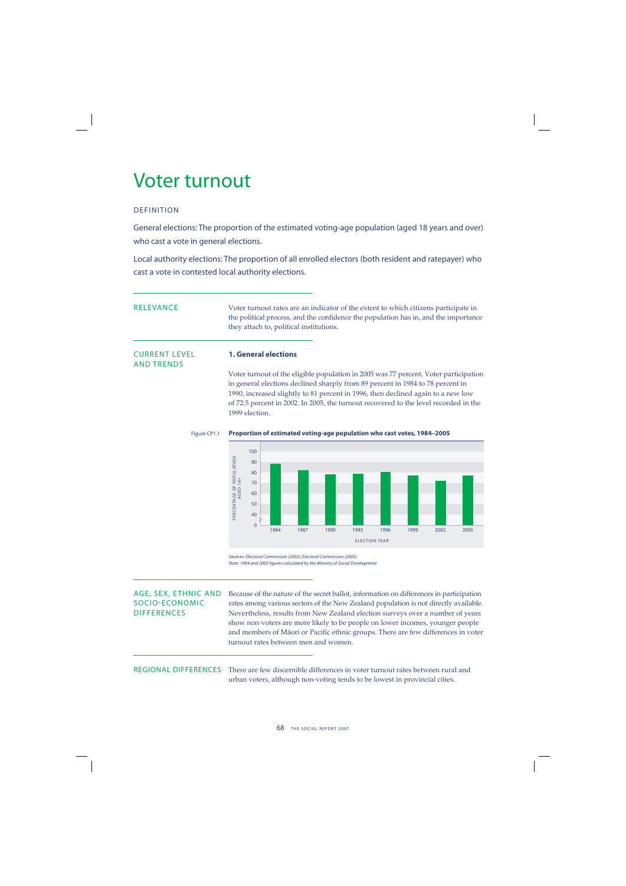# Voter turnout

## DEFINITION

General elections: The proportion of the estimated voting-age population (aged 18 years and over) who cast a vote in general elections.

Local authority elections: The proportion of all enrolled electors (both resident and ratepayer) who cast a vote in contested local authority elections.

## RELEVANCE

Voter turnout rates are an indicator of the extent to which citizens participate in the political process, and the confidence the population has in, and the importance they attach to, political institutions.

## CURRENT LEVEL AND TRENDS

### 1. General elections

Voter turnout of the eligible population in 2005 was 77 percent. Voter participation in general elections declined sharply from 89 percent in 1984 to 78 percent in 1990, increased slightly to 81 percent in 1996, then declined again to a new low of 72.5 percent in 2002. In 2005, the turnout recovered to the level recorded in the 1999 election.

Figure CP1.1 **Proportion of estimated voting-age population who cast votes, 1984–2005**

*Sources: Electoral Commission (2002); Electoral Commission (2005)*
*Note: 1984 and 2005 figures calculated by the Ministry of Social Development*

## AGE, SEX, ETHNIC AND SOCIO-ECONOMIC DIFFERENCES

Because of the nature of the secret ballot, information on differences in participation rates among various sectors of the New Zealand population is not directly available. Nevertheless, results from New Zealand election surveys over a number of years show non-voters are more likely to be people on lower incomes, younger people and members of Māori or Pacific ethnic groups. There are few differences in voter turnout rates between men and women.

## REGIONAL DIFFERENCES

There are few discernible differences in voter turnout rates between rural and urban voters, although non-voting tends to be lowest in provincial cities.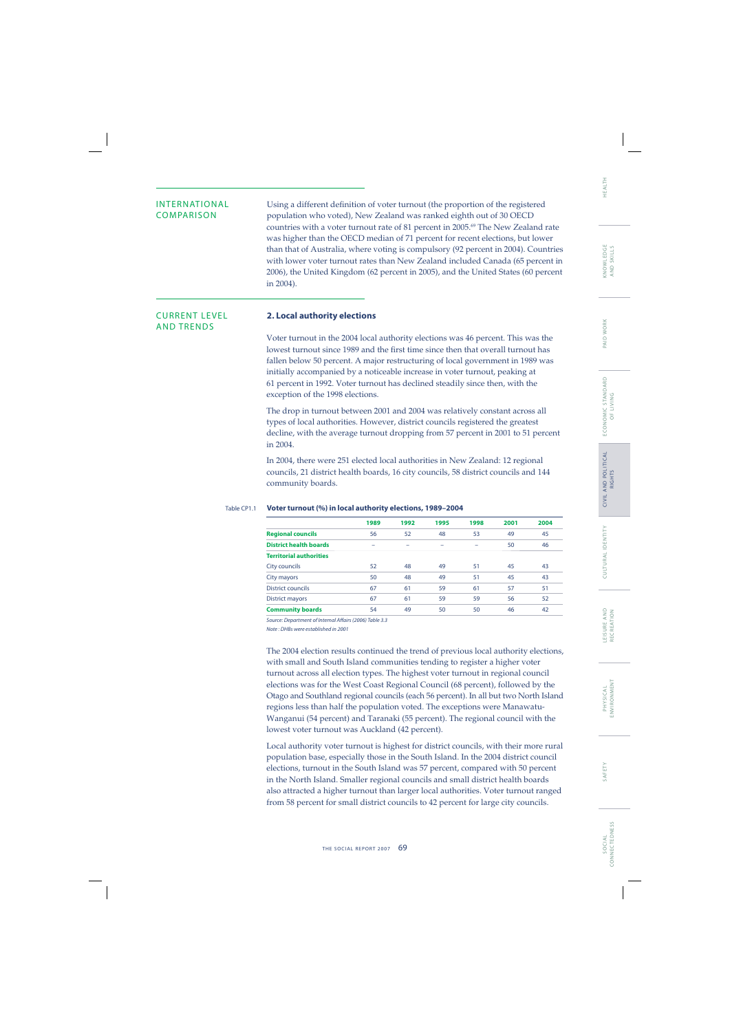## INTERNATIONAL COMPARISON

Using a different definition of voter turnout (the proportion of the registered population who voted), New Zealand was ranked eighth out of 30 OECD countries with a voter turnout rate of 81 percent in 2005.[69] The New Zealand rate was higher than the OECD median of 71 percent for recent elections, but lower than that of Australia, where voting is compulsory (92 percent in 2004). Countries with lower voter turnout rates than New Zealand included Canada (65 percent in 2006), the United Kingdom (62 percent in 2005), and the United States (60 percent in 2004).

## CURRENT LEVEL AND TRENDS

### 2. Local authority elections

Voter turnout in the 2004 local authority elections was 46 percent. This was the lowest turnout since 1989 and the first time since then that overall turnout has fallen below 50 percent. A major restructuring of local government in 1989 was initially accompanied by a noticeable increase in voter turnout, peaking at 61 percent in 1992. Voter turnout has declined steadily since then, with the exception of the 1998 elections.

The drop in turnout between 2001 and 2004 was relatively constant across all types of local authorities. However, district councils registered the greatest decline, with the average turnout dropping from 57 percent in 2001 to 51 percent in 2004.

In 2004, there were 251 elected local authorities in New Zealand: 12 regional councils, 21 district health boards, 16 city councils, 58 district councils and 144 community boards.

Table CP1.1 **Voter turnout (%) in local authority elections, 1989–2004**

| | 1989 | 1992 | 1995 | 1998 | 2001 | 2004 |
|---|---|---|---|---|---|---|
| **Regional councils** | 56 | 52 | 48 | 53 | 49 | 45 |
| **District health boards** | – | – | – | – | 50 | 46 |
| **Territorial authorities** | | | | | | |
| City councils | 52 | 48 | 49 | 51 | 45 | 43 |
| City mayors | 50 | 48 | 49 | 51 | 45 | 43 |
| District councils | 67 | 61 | 59 | 61 | 57 | 51 |
| District mayors | 67 | 61 | 59 | 59 | 56 | 52 |
| **Community boards** | 54 | 49 | 50 | 50 | 46 | 42 |

*Source: Department of Internal Affairs (2006) Table 3.3*

*Note : DHBs were established in 2001*

The 2004 election results continued the trend of previous local authority elections, with small and South Island communities tending to register a higher voter turnout across all election types. The highest voter turnout in regional council elections was for the West Coast Regional Council (68 percent), followed by the Otago and Southland regional councils (each 56 percent). In all but two North Island regions less than half the population voted. The exceptions were Manawatu-Wanganui (54 percent) and Taranaki (55 percent). The regional council with the lowest voter turnout was Auckland (42 percent).

Local authority voter turnout is highest for district councils, with their more rural population base, especially those in the South Island. In the 2004 district council elections, turnout in the South Island was 57 percent, compared with 50 percent in the North Island. Smaller regional councils and small district health boards also attracted a higher turnout than larger local authorities. Voter turnout ranged from 58 percent for small district councils to 42 percent for large city councils.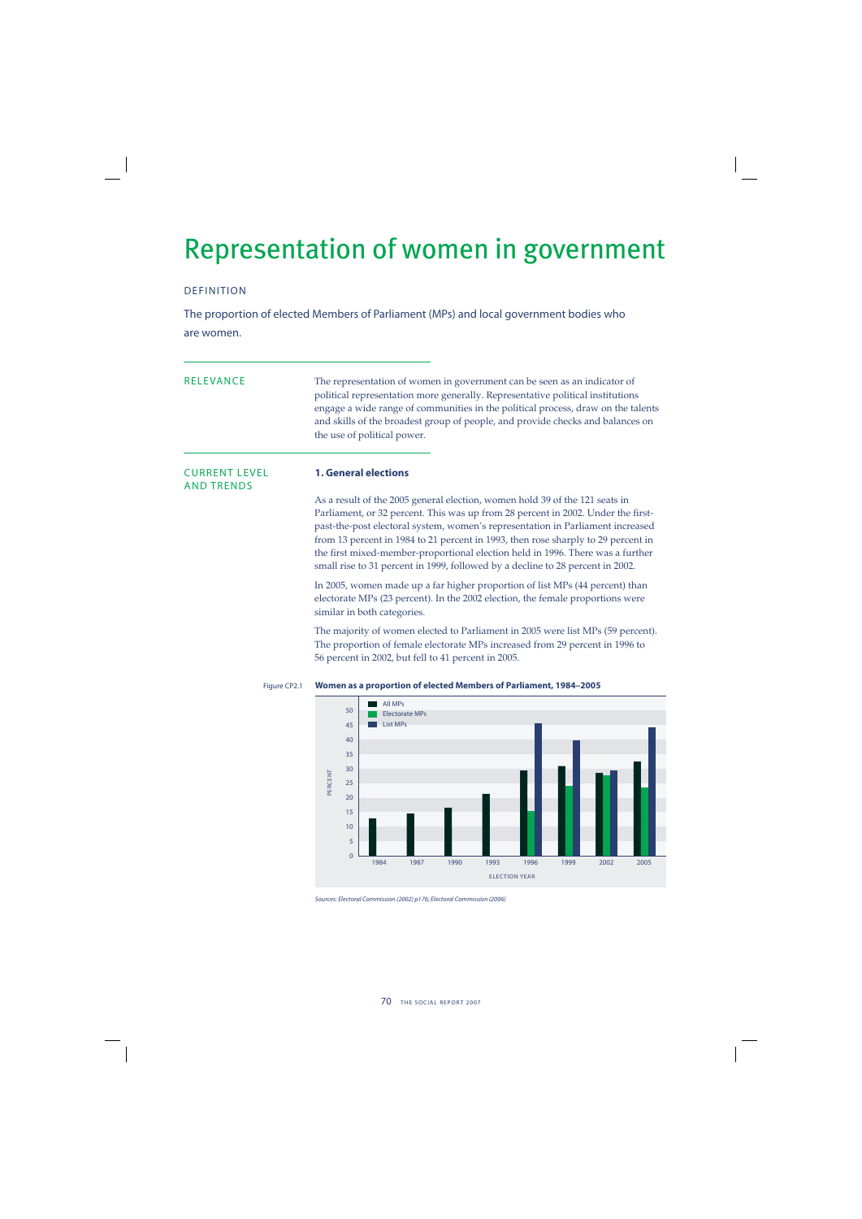# Representation of women in government

## DEFINITION

The proportion of elected Members of Parliament (MPs) and local government bodies who are women.

## RELEVANCE

The representation of women in government can be seen as an indicator of political representation more generally. Representative political institutions engage a wide range of communities in the political process, draw on the talents and skills of the broadest group of people, and provide checks and balances on the use of political power.

## CURRENT LEVEL AND TRENDS

### 1. General elections

As a result of the 2005 general election, women hold 39 of the 121 seats in Parliament, or 32 percent. This was up from 28 percent in 2002. Under the first-past-the-post electoral system, women's representation in Parliament increased from 13 percent in 1984 to 21 percent in 1993, then rose sharply to 29 percent in the first mixed-member-proportional election held in 1996. There was a further small rise to 31 percent in 1999, followed by a decline to 28 percent in 2002.

In 2005, women made up a far higher proportion of list MPs (44 percent) than electorate MPs (23 percent). In the 2002 election, the female proportions were similar in both categories.

The majority of women elected to Parliament in 2005 were list MPs (59 percent). The proportion of female electorate MPs increased from 29 percent in 1996 to 56 percent in 2002, but fell to 41 percent in 2005.

Figure CP2.1 **Women as a proportion of elected Members of Parliament, 1984–2005**

*Sources: Electoral Commission (2002) p176; Electoral Commission (2006)*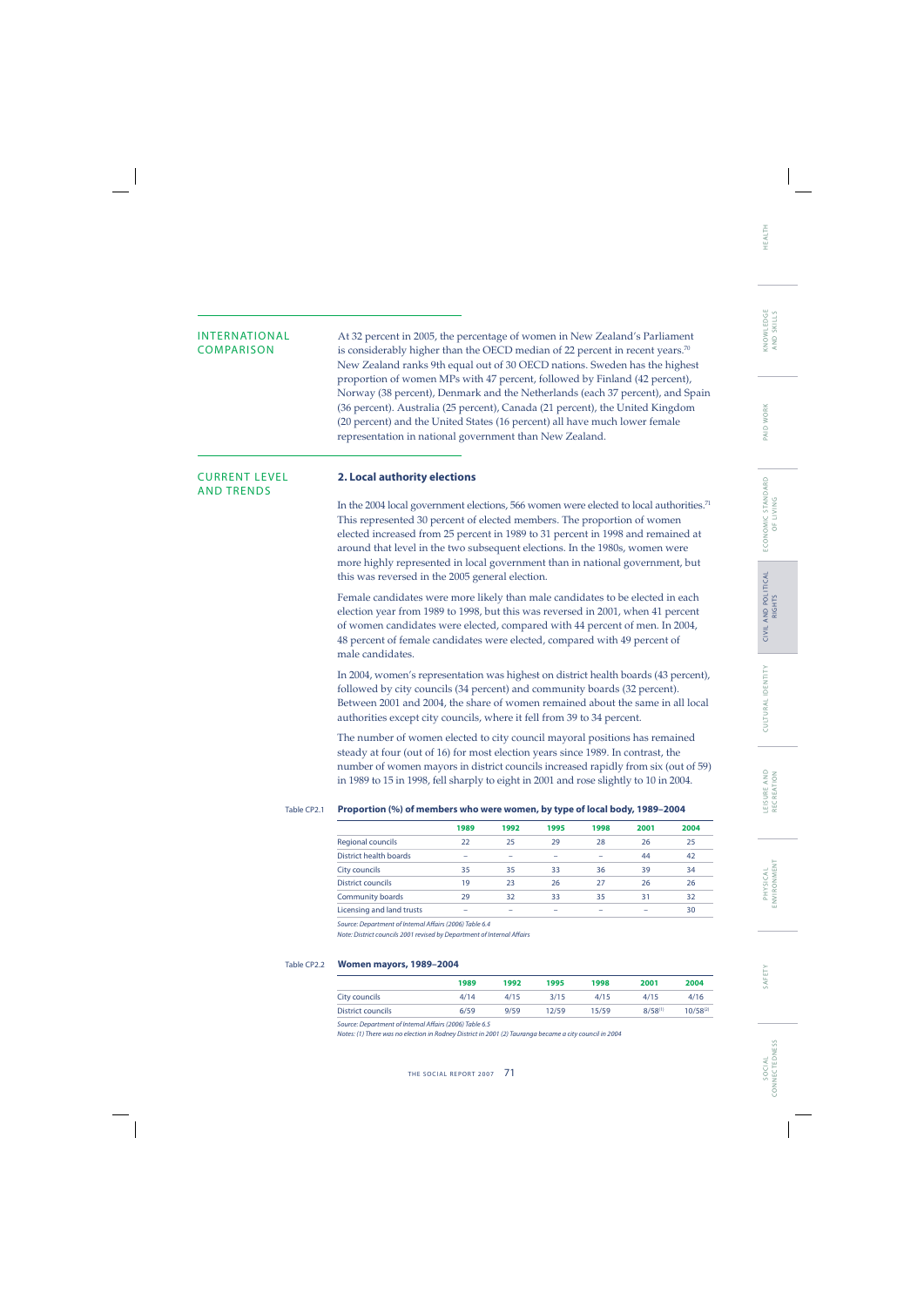## INTERNATIONAL COMPARISON

At 32 percent in 2005, the percentage of women in New Zealand's Parliament is considerably higher than the OECD median of 22 percent in recent years.[70] New Zealand ranks 9th equal out of 30 OECD nations. Sweden has the highest proportion of women MPs with 47 percent, followed by Finland (42 percent), Norway (38 percent), Denmark and the Netherlands (each 37 percent), and Spain (36 percent). Australia (25 percent), Canada (21 percent), the United Kingdom (20 percent) and the United States (16 percent) all have much lower female representation in national government than New Zealand.

## CURRENT LEVEL AND TRENDS

### 2. Local authority elections

In the 2004 local government elections, 566 women were elected to local authorities.[71] This represented 30 percent of elected members. The proportion of women elected increased from 25 percent in 1989 to 31 percent in 1998 and remained at around that level in the two subsequent elections. In the 1980s, women were more highly represented in local government than in national government, but this was reversed in the 2005 general election.

Female candidates were more likely than male candidates to be elected in each election year from 1989 to 1998, but this was reversed in 2001, when 41 percent of women candidates were elected, compared with 44 percent of men. In 2004, 48 percent of female candidates were elected, compared with 49 percent of male candidates.

In 2004, women's representation was highest on district health boards (43 percent), followed by city councils (34 percent) and community boards (32 percent). Between 2001 and 2004, the share of women remained about the same in all local authorities except city councils, where it fell from 39 to 34 percent.

The number of women elected to city council mayoral positions has remained steady at four (out of 16) for most election years since 1989. In contrast, the number of women mayors in district councils increased rapidly from six (out of 59) in 1989 to 15 in 1998, fell sharply to eight in 2001 and rose slightly to 10 in 2004.

Table CP2.1 **Proportion (%) of members who were women, by type of local body, 1989–2004**

| | 1989 | 1992 | 1995 | 1998 | 2001 | 2004 |
|---|---|---|---|---|---|---|
| Regional councils | 22 | 25 | 29 | 28 | 26 | 25 |
| District health boards | – | – | – | – | 44 | 42 |
| City councils | 35 | 35 | 33 | 36 | 39 | 34 |
| District councils | 19 | 23 | 26 | 27 | 26 | 26 |
| Community boards | 29 | 32 | 33 | 35 | 31 | 32 |
| Licensing and land trusts | – | – | – | – | – | 30 |

*Source: Department of Internal Affairs (2006) Table 6.4*
*Note: District councils 2001 revised by Department of Internal Affairs*

Table CP2.2 **Women mayors, 1989–2004**

| | 1989 | 1992 | 1995 | 1998 | 2001 | 2004 |
|---|---|---|---|---|---|---|
| City councils | 4/14 | 4/15 | 3/15 | 4/15 | 4/15 | 4/16 |
| District councils | 6/59 | 9/59 | 12/59 | 15/59 | 8/58[1] | 10/58[2] |

*Source: Department of Internal Affairs (2006) Table 6.5*
*Notes: (1) There was no election in Rodney District in 2001 (2) Tauranga became a city council in 2004*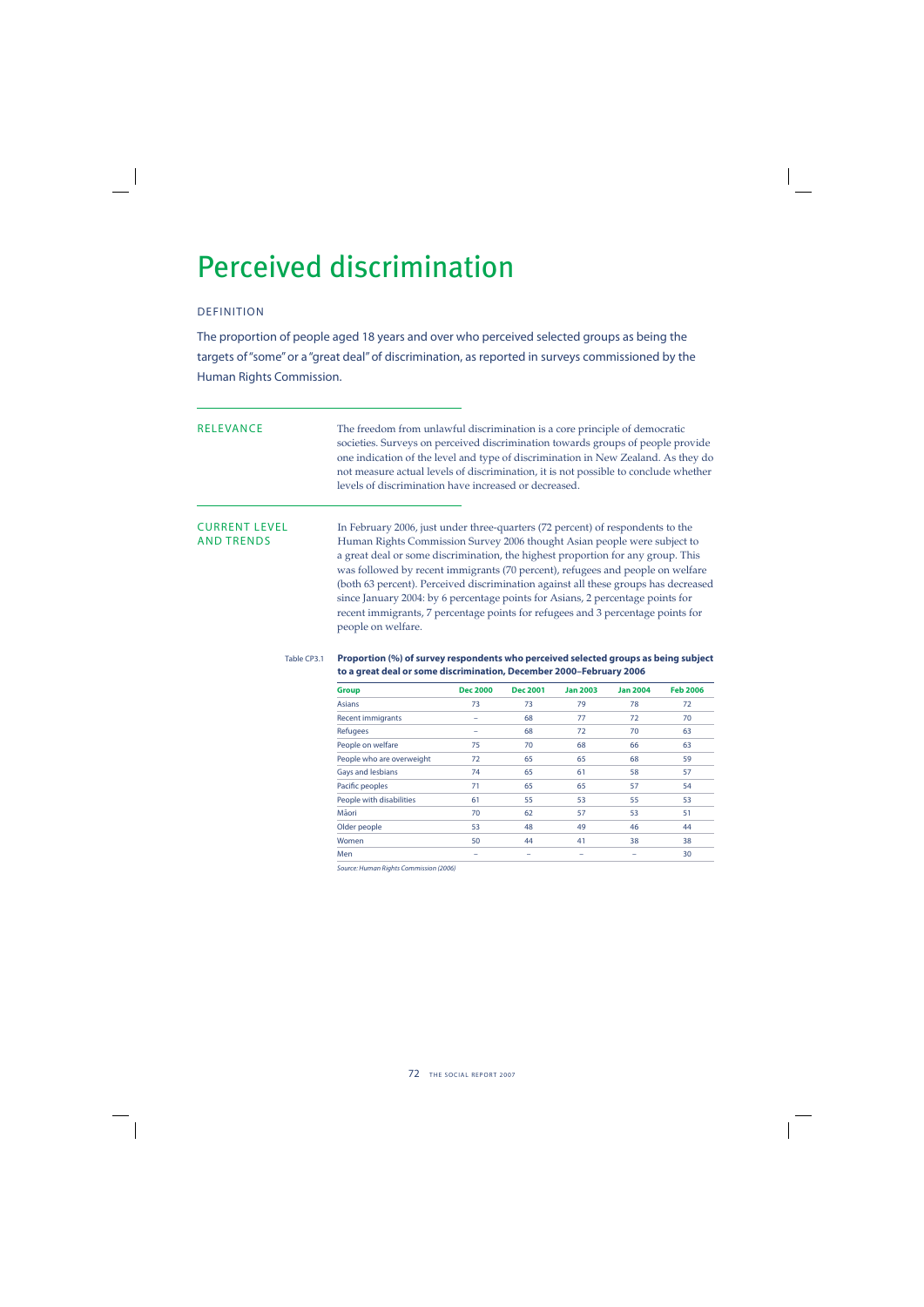# Perceived discrimination

## DEFINITION

The proportion of people aged 18 years and over who perceived selected groups as being the targets of "some" or a "great deal" of discrimination, as reported in surveys commissioned by the Human Rights Commission.

## RELEVANCE

The freedom from unlawful discrimination is a core principle of democratic societies. Surveys on perceived discrimination towards groups of people provide one indication of the level and type of discrimination in New Zealand. As they do not measure actual levels of discrimination, it is not possible to conclude whether levels of discrimination have increased or decreased.

## CURRENT LEVEL AND TRENDS

In February 2006, just under three-quarters (72 percent) of respondents to the Human Rights Commission Survey 2006 thought Asian people were subject to a great deal or some discrimination, the highest proportion for any group. This was followed by recent immigrants (70 percent), refugees and people on welfare (both 63 percent). Perceived discrimination against all these groups has decreased since January 2004: by 6 percentage points for Asians, 2 percentage points for recent immigrants, 7 percentage points for refugees and 3 percentage points for people on welfare.

Table CP3.1 **Proportion (%) of survey respondents who perceived selected groups as being subject to a great deal or some discrimination, December 2000–February 2006**

| Group | Dec 2000 | Dec 2001 | Jan 2003 | Jan 2004 | Feb 2006 |
|---|---|---|---|---|---|
| Asians | 73 | 73 | 79 | 78 | 72 |
| Recent immigrants | – | 68 | 77 | 72 | 70 |
| Refugees | – | 68 | 72 | 70 | 63 |
| People on welfare | 75 | 70 | 68 | 66 | 63 |
| People who are overweight | 72 | 65 | 65 | 68 | 59 |
| Gays and lesbians | 74 | 65 | 61 | 58 | 57 |
| Pacific peoples | 71 | 65 | 65 | 57 | 54 |
| People with disabilities | 61 | 55 | 53 | 55 | 53 |
| Māori | 70 | 62 | 57 | 53 | 51 |
| Older people | 53 | 48 | 49 | 46 | 44 |
| Women | 50 | 44 | 41 | 38 | 38 |
| Men | – | – | – | – | 30 |

*Source: Human Rights Commission (2006)*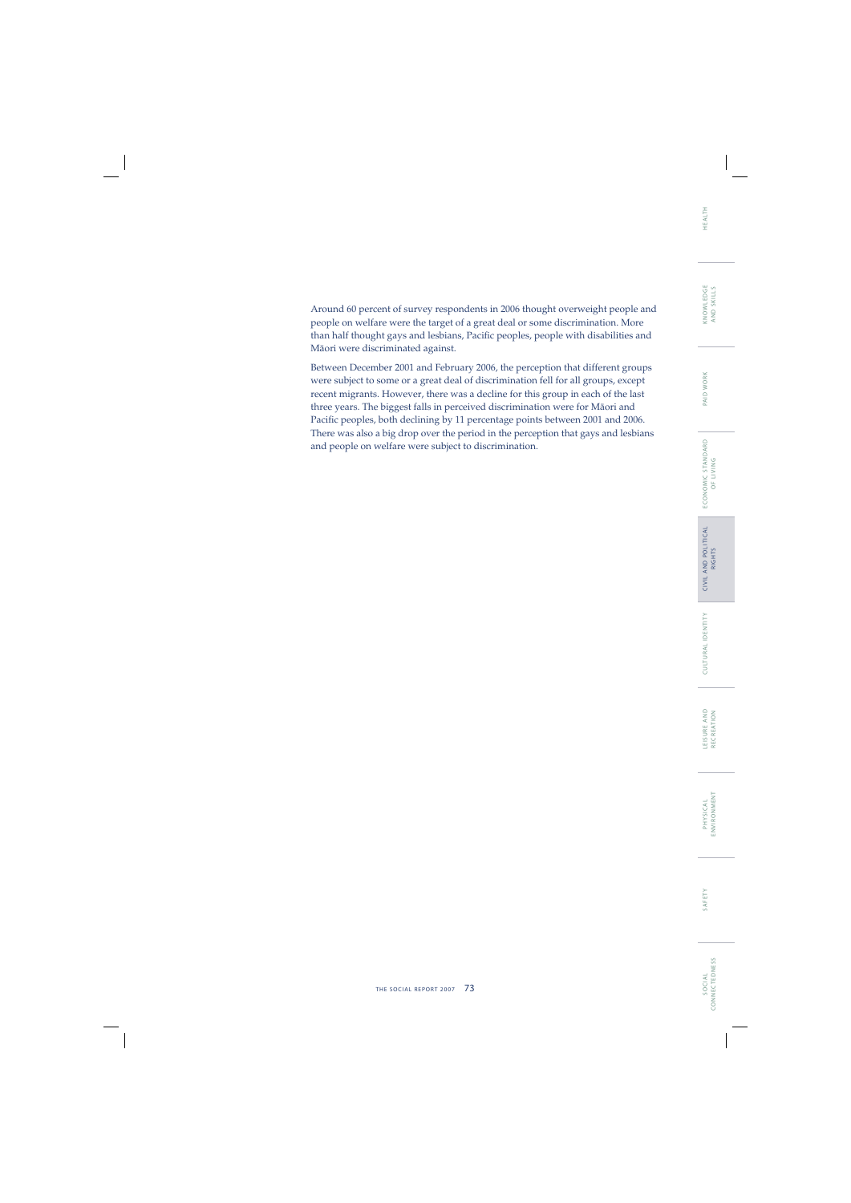Around 60 percent of survey respondents in 2006 thought overweight people and people on welfare were the target of a great deal or some discrimination. More than half thought gays and lesbians, Pacific peoples, people with disabilities and Māori were discriminated against.

Between December 2001 and February 2006, the perception that different groups were subject to some or a great deal of discrimination fell for all groups, except recent migrants. However, there was a decline for this group in each of the last three years. The biggest falls in perceived discrimination were for Māori and Pacific peoples, both declining by 11 percentage points between 2001 and 2006. There was also a big drop over the period in the perception that gays and lesbians and people on welfare were subject to discrimination.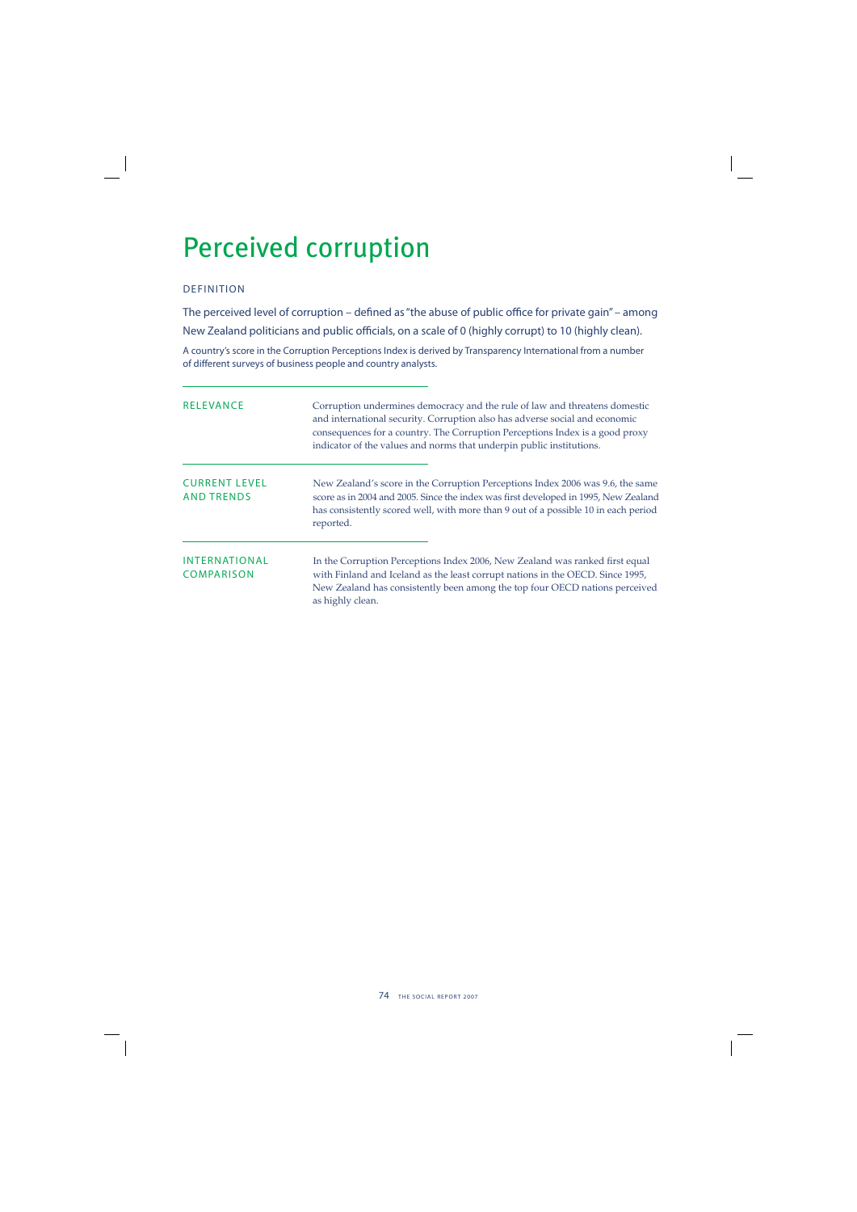# Perceived corruption

## DEFINITION

The perceived level of corruption – defined as "the abuse of public office for private gain" – among New Zealand politicians and public officials, on a scale of 0 (highly corrupt) to 10 (highly clean).

A country's score in the Corruption Perceptions Index is derived by Transparency International from a number of different surveys of business people and country analysts.

## RELEVANCE

Corruption undermines democracy and the rule of law and threatens domestic and international security. Corruption also has adverse social and economic consequences for a country. The Corruption Perceptions Index is a good proxy indicator of the values and norms that underpin public institutions.

## CURRENT LEVEL AND TRENDS

New Zealand's score in the Corruption Perceptions Index 2006 was 9.6, the same score as in 2004 and 2005. Since the index was first developed in 1995, New Zealand has consistently scored well, with more than 9 out of a possible 10 in each period reported.

## INTERNATIONAL COMPARISON

In the Corruption Perceptions Index 2006, New Zealand was ranked first equal with Finland and Iceland as the least corrupt nations in the OECD. Since 1995, New Zealand has consistently been among the top four OECD nations perceived as highly clean.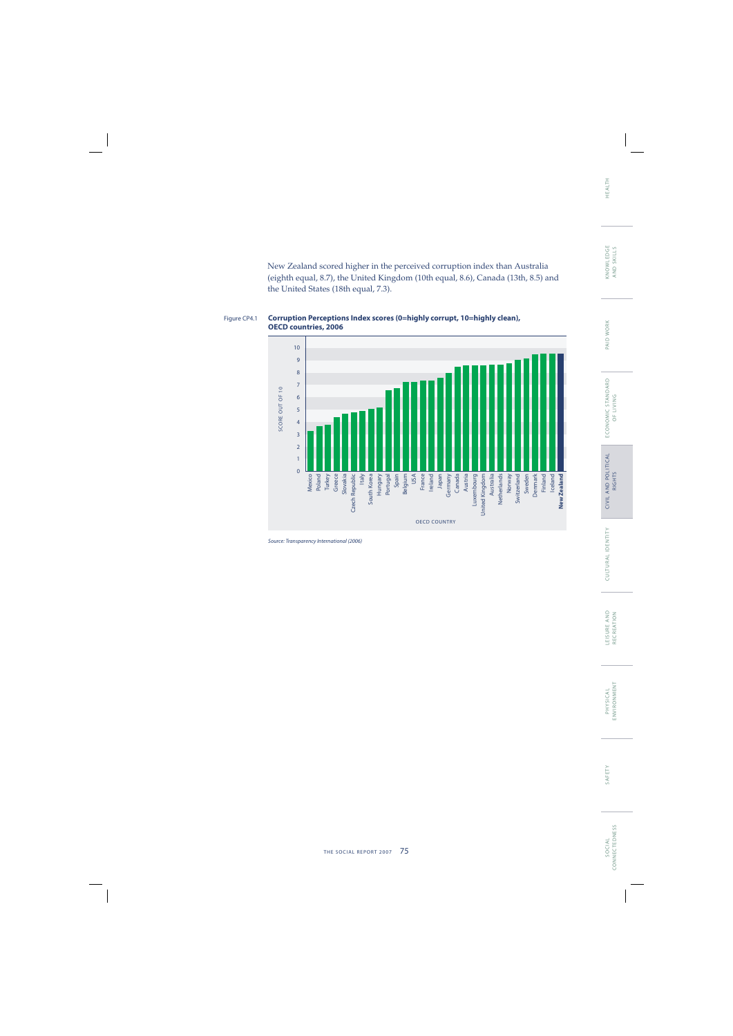New Zealand scored higher in the perceived corruption index than Australia (eighth equal, 8.7), the United Kingdom (10th equal, 8.6), Canada (13th, 8.5) and the United States (18th equal, 7.3).

Figure CP4.1 **Corruption Perceptions Index scores (0=highly corrupt, 10=highly clean), OECD countries, 2006**

SCORE OUT OF 10

10
9
8
7
6
5
4
3
2
1
0

Mexico
Poland
Turkey
Greece
Slovakia
Czech Republic
Italy
South Korea
Hungary
Portugal
Spain
Belgium
USA
France
Ireland
Japan
Germany
Canada
Austria
Luxembourg
United Kingdom
Australia
Netherlands
Norway
Switzerland
Sweden
Denmark
Finland
Iceland
**New Zealand**

OECD COUNTRY

*Source: Transparency International (2006)*